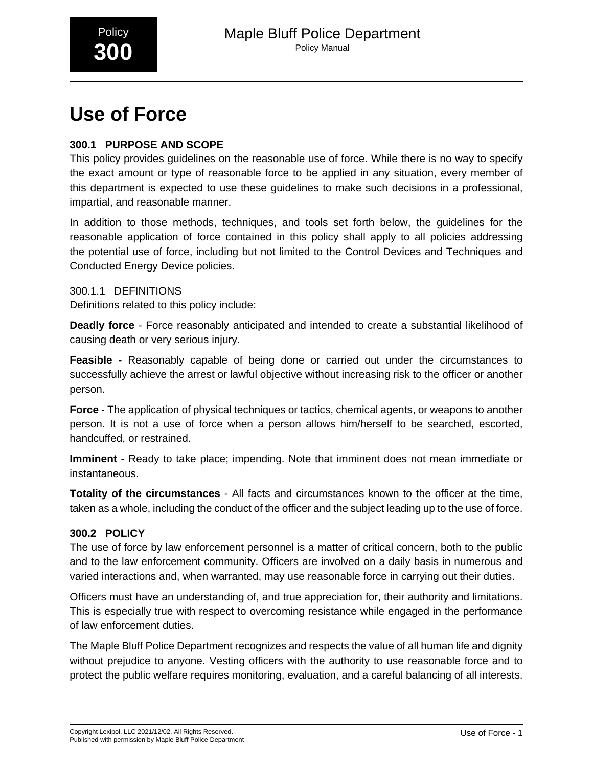Policy **300**

Maple Bluff Police Department
Policy Manual

# Use of Force

## 300.1 PURPOSE AND SCOPE

This policy provides guidelines on the reasonable use of force. While there is no way to specify the exact amount or type of reasonable force to be applied in any situation, every member of this department is expected to use these guidelines to make such decisions in a professional, impartial, and reasonable manner.

In addition to those methods, techniques, and tools set forth below, the guidelines for the reasonable application of force contained in this policy shall apply to all policies addressing the potential use of force, including but not limited to the Control Devices and Techniques and Conducted Energy Device policies.

### 300.1.1 DEFINITIONS

Definitions related to this policy include:

**Deadly force** - Force reasonably anticipated and intended to create a substantial likelihood of causing death or very serious injury.

**Feasible** - Reasonably capable of being done or carried out under the circumstances to successfully achieve the arrest or lawful objective without increasing risk to the officer or another person.

**Force** - The application of physical techniques or tactics, chemical agents, or weapons to another person. It is not a use of force when a person allows him/herself to be searched, escorted, handcuffed, or restrained.

**Imminent** - Ready to take place; impending. Note that imminent does not mean immediate or instantaneous.

**Totality of the circumstances** - All facts and circumstances known to the officer at the time, taken as a whole, including the conduct of the officer and the subject leading up to the use of force.

## 300.2 POLICY

The use of force by law enforcement personnel is a matter of critical concern, both to the public and to the law enforcement community. Officers are involved on a daily basis in numerous and varied interactions and, when warranted, may use reasonable force in carrying out their duties.

Officers must have an understanding of, and true appreciation for, their authority and limitations. This is especially true with respect to overcoming resistance while engaged in the performance of law enforcement duties.

The Maple Bluff Police Department recognizes and respects the value of all human life and dignity without prejudice to anyone. Vesting officers with the authority to use reasonable force and to protect the public welfare requires monitoring, evaluation, and a careful balancing of all interests.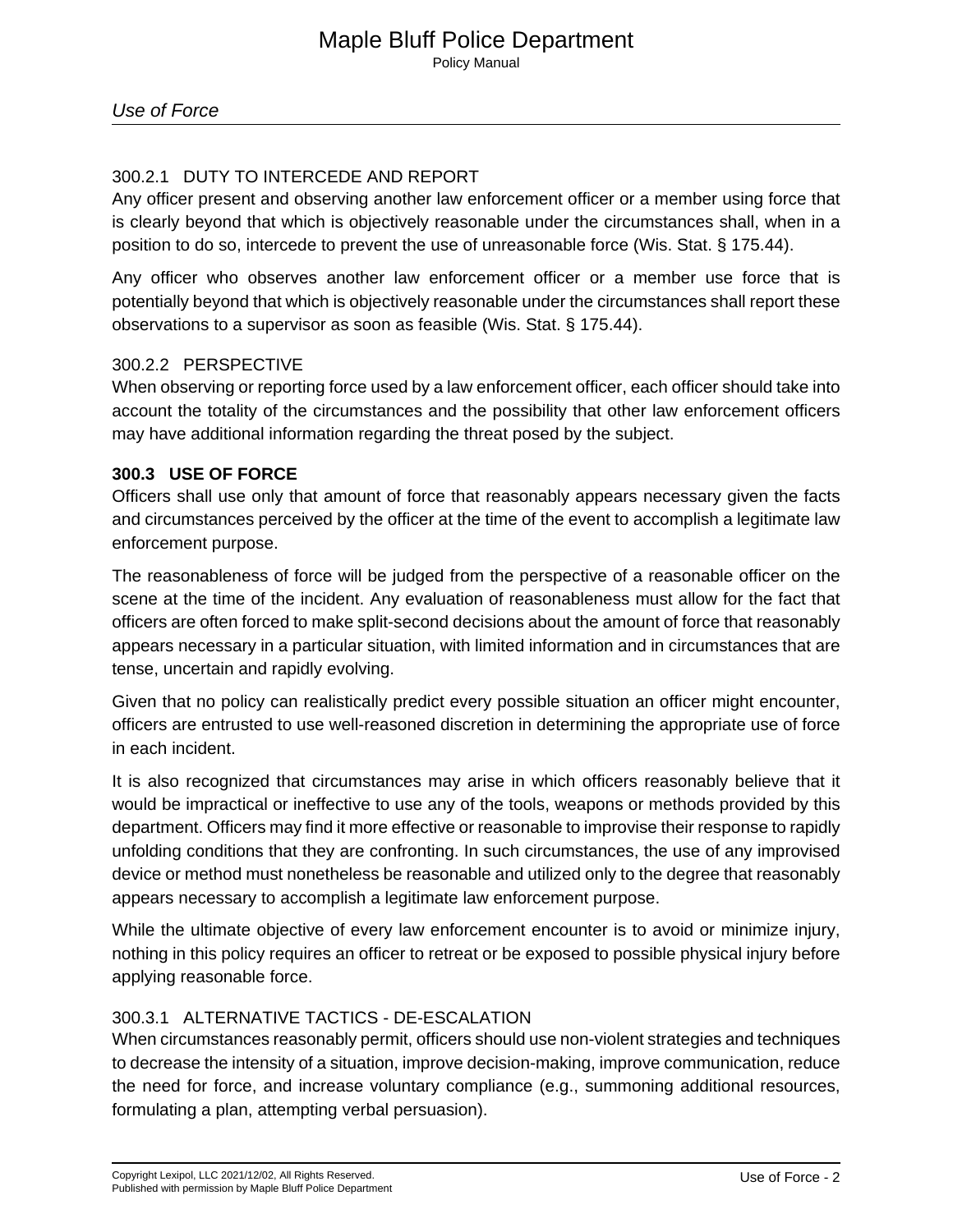### 300.2.1 DUTY TO INTERCEDE AND REPORT

Any officer present and observing another law enforcement officer or a member using force that is clearly beyond that which is objectively reasonable under the circumstances shall, when in a position to do so, intercede to prevent the use of unreasonable force (Wis. Stat. § 175.44).

Any officer who observes another law enforcement officer or a member use force that is potentially beyond that which is objectively reasonable under the circumstances shall report these observations to a supervisor as soon as feasible (Wis. Stat. § 175.44).

### 300.2.2 PERSPECTIVE

When observing or reporting force used by a law enforcement officer, each officer should take into account the totality of the circumstances and the possibility that other law enforcement officers may have additional information regarding the threat posed by the subject.

## 300.3 USE OF FORCE

Officers shall use only that amount of force that reasonably appears necessary given the facts and circumstances perceived by the officer at the time of the event to accomplish a legitimate law enforcement purpose.

The reasonableness of force will be judged from the perspective of a reasonable officer on the scene at the time of the incident. Any evaluation of reasonableness must allow for the fact that officers are often forced to make split-second decisions about the amount of force that reasonably appears necessary in a particular situation, with limited information and in circumstances that are tense, uncertain and rapidly evolving.

Given that no policy can realistically predict every possible situation an officer might encounter, officers are entrusted to use well-reasoned discretion in determining the appropriate use of force in each incident.

It is also recognized that circumstances may arise in which officers reasonably believe that it would be impractical or ineffective to use any of the tools, weapons or methods provided by this department. Officers may find it more effective or reasonable to improvise their response to rapidly unfolding conditions that they are confronting. In such circumstances, the use of any improvised device or method must nonetheless be reasonable and utilized only to the degree that reasonably appears necessary to accomplish a legitimate law enforcement purpose.

While the ultimate objective of every law enforcement encounter is to avoid or minimize injury, nothing in this policy requires an officer to retreat or be exposed to possible physical injury before applying reasonable force.

### 300.3.1 ALTERNATIVE TACTICS - DE-ESCALATION

When circumstances reasonably permit, officers should use non-violent strategies and techniques to decrease the intensity of a situation, improve decision-making, improve communication, reduce the need for force, and increase voluntary compliance (e.g., summoning additional resources, formulating a plan, attempting verbal persuasion).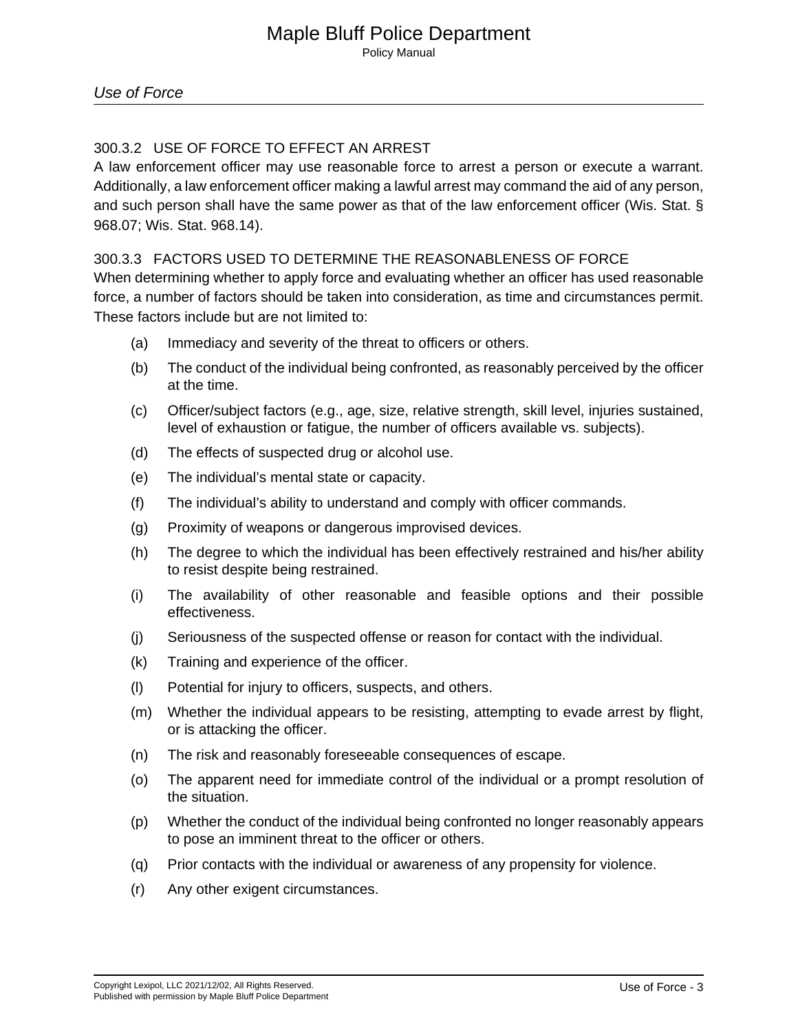### 300.3.2 USE OF FORCE TO EFFECT AN ARREST

A law enforcement officer may use reasonable force to arrest a person or execute a warrant. Additionally, a law enforcement officer making a lawful arrest may command the aid of any person, and such person shall have the same power as that of the law enforcement officer (Wis. Stat. § 968.07; Wis. Stat. 968.14).

### 300.3.3 FACTORS USED TO DETERMINE THE REASONABLENESS OF FORCE

When determining whether to apply force and evaluating whether an officer has used reasonable force, a number of factors should be taken into consideration, as time and circumstances permit. These factors include but are not limited to:

(a) Immediacy and severity of the threat to officers or others.

(b) The conduct of the individual being confronted, as reasonably perceived by the officer at the time.

(c) Officer/subject factors (e.g., age, size, relative strength, skill level, injuries sustained, level of exhaustion or fatigue, the number of officers available vs. subjects).

(d) The effects of suspected drug or alcohol use.

(e) The individual's mental state or capacity.

(f) The individual's ability to understand and comply with officer commands.

(g) Proximity of weapons or dangerous improvised devices.

(h) The degree to which the individual has been effectively restrained and his/her ability to resist despite being restrained.

(i) The availability of other reasonable and feasible options and their possible effectiveness.

(j) Seriousness of the suspected offense or reason for contact with the individual.

(k) Training and experience of the officer.

(l) Potential for injury to officers, suspects, and others.

(m) Whether the individual appears to be resisting, attempting to evade arrest by flight, or is attacking the officer.

(n) The risk and reasonably foreseeable consequences of escape.

(o) The apparent need for immediate control of the individual or a prompt resolution of the situation.

(p) Whether the conduct of the individual being confronted no longer reasonably appears to pose an imminent threat to the officer or others.

(q) Prior contacts with the individual or awareness of any propensity for violence.

(r) Any other exigent circumstances.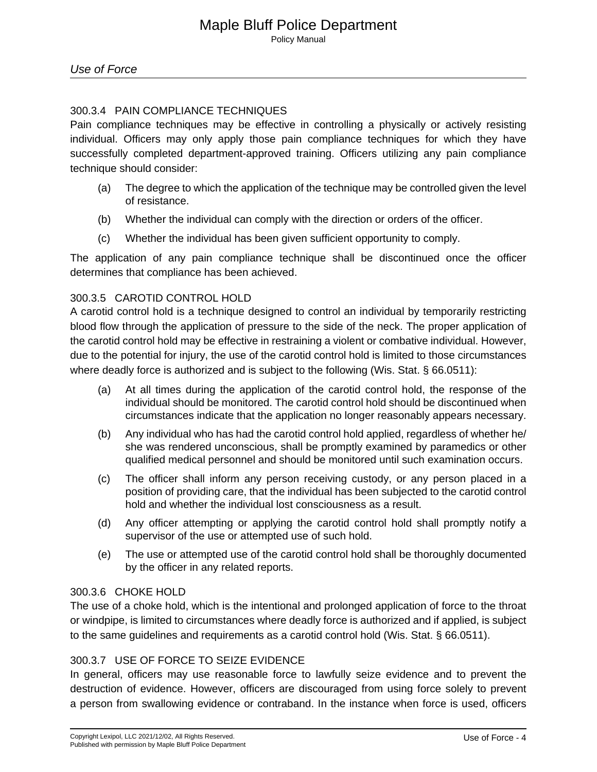#### 300.3.4 PAIN COMPLIANCE TECHNIQUES

Pain compliance techniques may be effective in controlling a physically or actively resisting individual. Officers may only apply those pain compliance techniques for which they have successfully completed department-approved training. Officers utilizing any pain compliance technique should consider:

(a) The degree to which the application of the technique may be controlled given the level of resistance.

(b) Whether the individual can comply with the direction or orders of the officer.

(c) Whether the individual has been given sufficient opportunity to comply.

The application of any pain compliance technique shall be discontinued once the officer determines that compliance has been achieved.

#### 300.3.5 CAROTID CONTROL HOLD

A carotid control hold is a technique designed to control an individual by temporarily restricting blood flow through the application of pressure to the side of the neck. The proper application of the carotid control hold may be effective in restraining a violent or combative individual. However, due to the potential for injury, the use of the carotid control hold is limited to those circumstances where deadly force is authorized and is subject to the following (Wis. Stat. § 66.0511):

(a) At all times during the application of the carotid control hold, the response of the individual should be monitored. The carotid control hold should be discontinued when circumstances indicate that the application no longer reasonably appears necessary.

(b) Any individual who has had the carotid control hold applied, regardless of whether he/she was rendered unconscious, shall be promptly examined by paramedics or other qualified medical personnel and should be monitored until such examination occurs.

(c) The officer shall inform any person receiving custody, or any person placed in a position of providing care, that the individual has been subjected to the carotid control hold and whether the individual lost consciousness as a result.

(d) Any officer attempting or applying the carotid control hold shall promptly notify a supervisor of the use or attempted use of such hold.

(e) The use or attempted use of the carotid control hold shall be thoroughly documented by the officer in any related reports.

#### 300.3.6 CHOKE HOLD

The use of a choke hold, which is the intentional and prolonged application of force to the throat or windpipe, is limited to circumstances where deadly force is authorized and if applied, is subject to the same guidelines and requirements as a carotid control hold (Wis. Stat. § 66.0511).

#### 300.3.7 USE OF FORCE TO SEIZE EVIDENCE

In general, officers may use reasonable force to lawfully seize evidence and to prevent the destruction of evidence. However, officers are discouraged from using force solely to prevent a person from swallowing evidence or contraband. In the instance when force is used, officers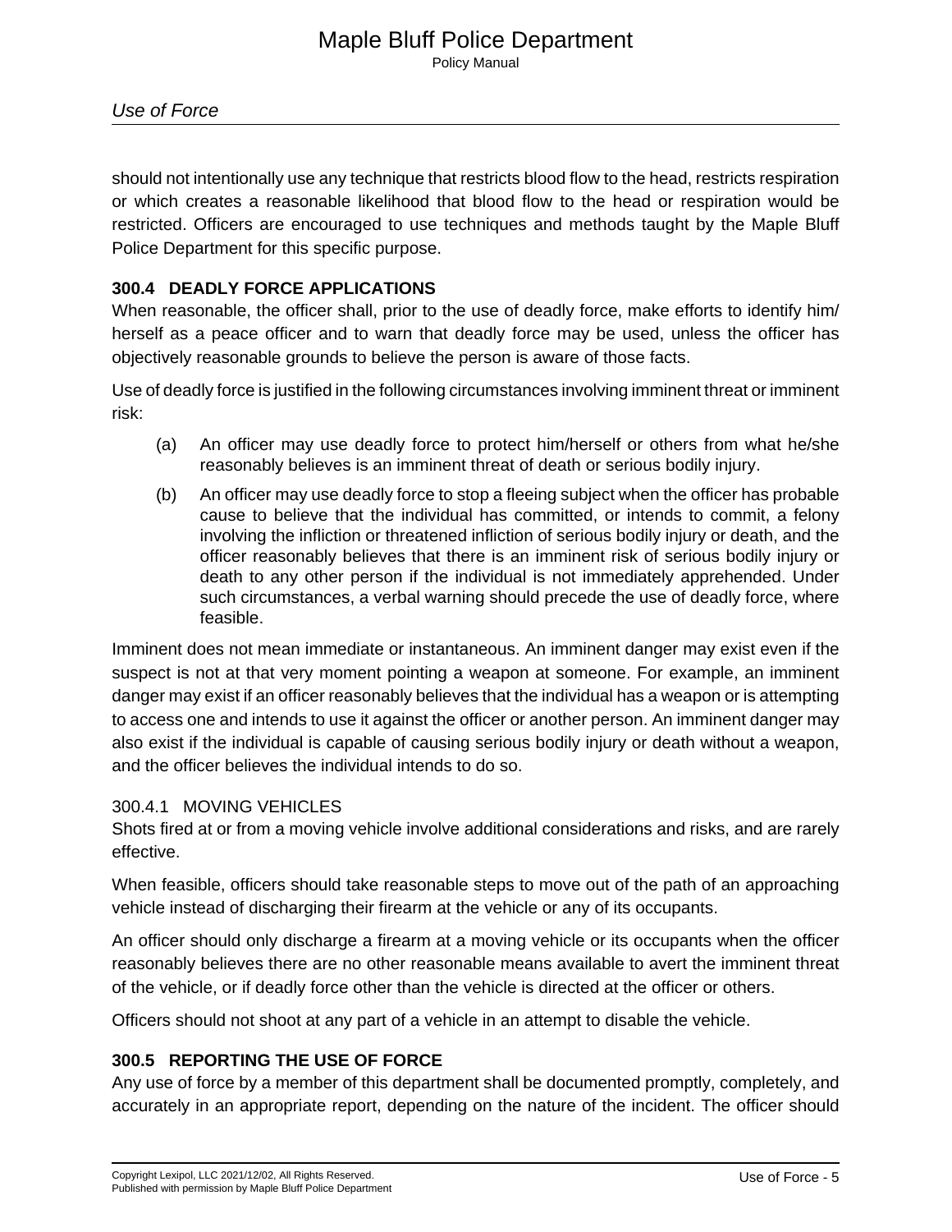should not intentionally use any technique that restricts blood flow to the head, restricts respiration or which creates a reasonable likelihood that blood flow to the head or respiration would be restricted. Officers are encouraged to use techniques and methods taught by the Maple Bluff Police Department for this specific purpose.

## 300.4 DEADLY FORCE APPLICATIONS

When reasonable, the officer shall, prior to the use of deadly force, make efforts to identify him/herself as a peace officer and to warn that deadly force may be used, unless the officer has objectively reasonable grounds to believe the person is aware of those facts.

Use of deadly force is justified in the following circumstances involving imminent threat or imminent risk:

(a) An officer may use deadly force to protect him/herself or others from what he/she reasonably believes is an imminent threat of death or serious bodily injury.

(b) An officer may use deadly force to stop a fleeing subject when the officer has probable cause to believe that the individual has committed, or intends to commit, a felony involving the infliction or threatened infliction of serious bodily injury or death, and the officer reasonably believes that there is an imminent risk of serious bodily injury or death to any other person if the individual is not immediately apprehended. Under such circumstances, a verbal warning should precede the use of deadly force, where feasible.

Imminent does not mean immediate or instantaneous. An imminent danger may exist even if the suspect is not at that very moment pointing a weapon at someone. For example, an imminent danger may exist if an officer reasonably believes that the individual has a weapon or is attempting to access one and intends to use it against the officer or another person. An imminent danger may also exist if the individual is capable of causing serious bodily injury or death without a weapon, and the officer believes the individual intends to do so.

### 300.4.1 MOVING VEHICLES

Shots fired at or from a moving vehicle involve additional considerations and risks, and are rarely effective.

When feasible, officers should take reasonable steps to move out of the path of an approaching vehicle instead of discharging their firearm at the vehicle or any of its occupants.

An officer should only discharge a firearm at a moving vehicle or its occupants when the officer reasonably believes there are no other reasonable means available to avert the imminent threat of the vehicle, or if deadly force other than the vehicle is directed at the officer or others.

Officers should not shoot at any part of a vehicle in an attempt to disable the vehicle.

## 300.5 REPORTING THE USE OF FORCE

Any use of force by a member of this department shall be documented promptly, completely, and accurately in an appropriate report, depending on the nature of the incident. The officer should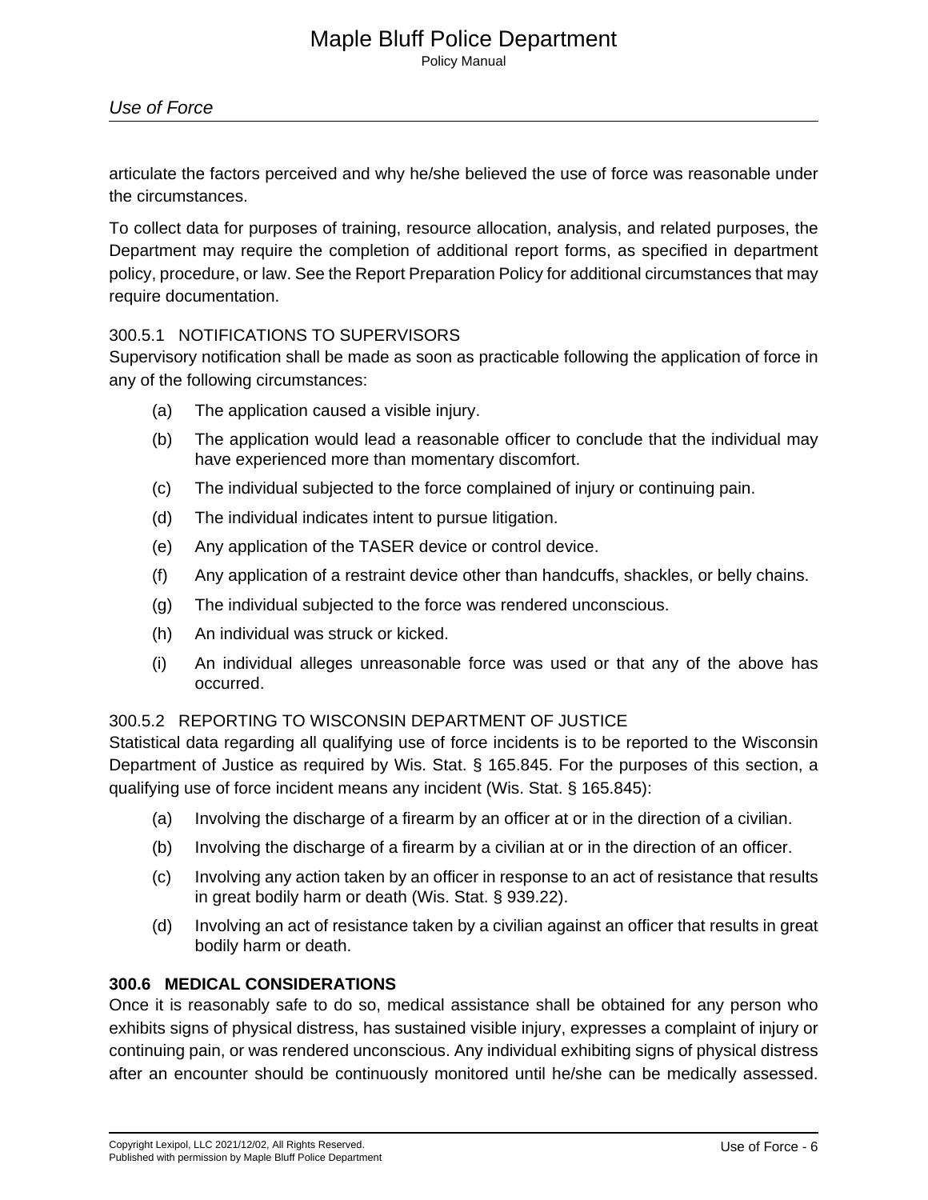articulate the factors perceived and why he/she believed the use of force was reasonable under the circumstances.

To collect data for purposes of training, resource allocation, analysis, and related purposes, the Department may require the completion of additional report forms, as specified in department policy, procedure, or law. See the Report Preparation Policy for additional circumstances that may require documentation.

### 300.5.1 NOTIFICATIONS TO SUPERVISORS

Supervisory notification shall be made as soon as practicable following the application of force in any of the following circumstances:

(a) The application caused a visible injury.

(b) The application would lead a reasonable officer to conclude that the individual may have experienced more than momentary discomfort.

(c) The individual subjected to the force complained of injury or continuing pain.

(d) The individual indicates intent to pursue litigation.

(e) Any application of the TASER device or control device.

(f) Any application of a restraint device other than handcuffs, shackles, or belly chains.

(g) The individual subjected to the force was rendered unconscious.

(h) An individual was struck or kicked.

(i) An individual alleges unreasonable force was used or that any of the above has occurred.

### 300.5.2 REPORTING TO WISCONSIN DEPARTMENT OF JUSTICE

Statistical data regarding all qualifying use of force incidents is to be reported to the Wisconsin Department of Justice as required by Wis. Stat. § 165.845. For the purposes of this section, a qualifying use of force incident means any incident (Wis. Stat. § 165.845):

(a) Involving the discharge of a firearm by an officer at or in the direction of a civilian.

(b) Involving the discharge of a firearm by a civilian at or in the direction of an officer.

(c) Involving any action taken by an officer in response to an act of resistance that results in great bodily harm or death (Wis. Stat. § 939.22).

(d) Involving an act of resistance taken by a civilian against an officer that results in great bodily harm or death.

## 300.6 MEDICAL CONSIDERATIONS

Once it is reasonably safe to do so, medical assistance shall be obtained for any person who exhibits signs of physical distress, has sustained visible injury, expresses a complaint of injury or continuing pain, or was rendered unconscious. Any individual exhibiting signs of physical distress after an encounter should be continuously monitored until he/she can be medically assessed.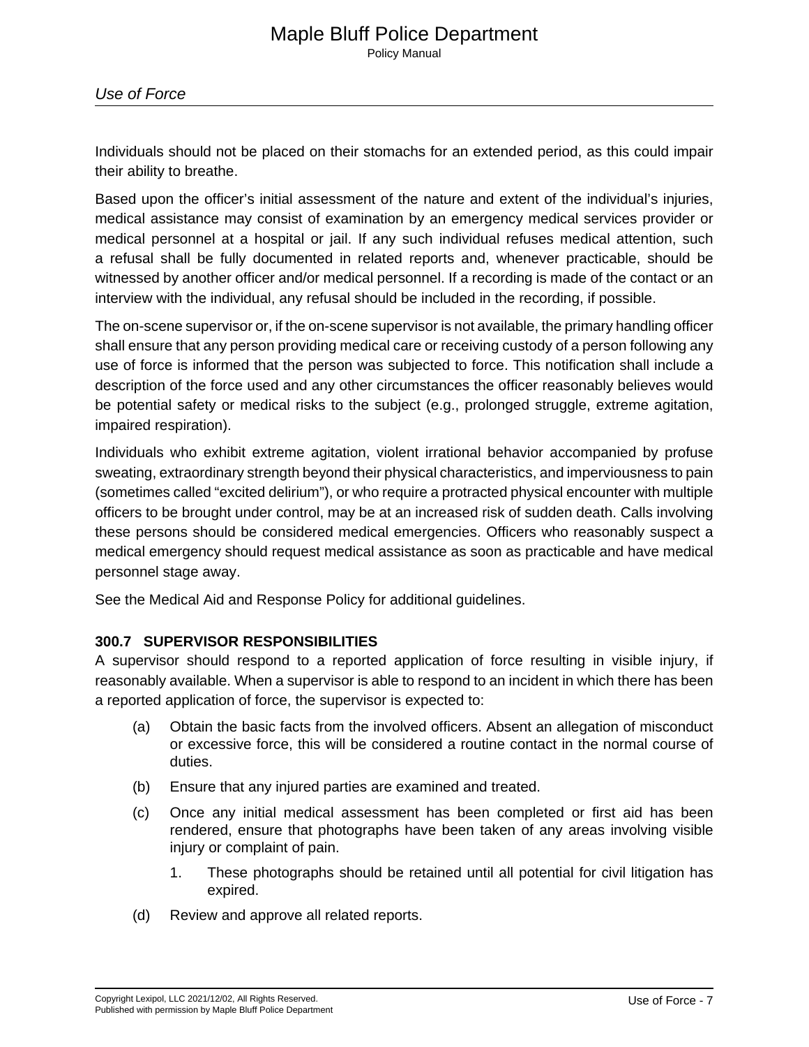Individuals should not be placed on their stomachs for an extended period, as this could impair their ability to breathe.

Based upon the officer's initial assessment of the nature and extent of the individual's injuries, medical assistance may consist of examination by an emergency medical services provider or medical personnel at a hospital or jail. If any such individual refuses medical attention, such a refusal shall be fully documented in related reports and, whenever practicable, should be witnessed by another officer and/or medical personnel. If a recording is made of the contact or an interview with the individual, any refusal should be included in the recording, if possible.

The on-scene supervisor or, if the on-scene supervisor is not available, the primary handling officer shall ensure that any person providing medical care or receiving custody of a person following any use of force is informed that the person was subjected to force. This notification shall include a description of the force used and any other circumstances the officer reasonably believes would be potential safety or medical risks to the subject (e.g., prolonged struggle, extreme agitation, impaired respiration).

Individuals who exhibit extreme agitation, violent irrational behavior accompanied by profuse sweating, extraordinary strength beyond their physical characteristics, and imperviousness to pain (sometimes called "excited delirium"), or who require a protracted physical encounter with multiple officers to be brought under control, may be at an increased risk of sudden death. Calls involving these persons should be considered medical emergencies. Officers who reasonably suspect a medical emergency should request medical assistance as soon as practicable and have medical personnel stage away.

See the Medical Aid and Response Policy for additional guidelines.

### 300.7 SUPERVISOR RESPONSIBILITIES

A supervisor should respond to a reported application of force resulting in visible injury, if reasonably available. When a supervisor is able to respond to an incident in which there has been a reported application of force, the supervisor is expected to:

(a) Obtain the basic facts from the involved officers. Absent an allegation of misconduct or excessive force, this will be considered a routine contact in the normal course of duties.

(b) Ensure that any injured parties are examined and treated.

(c) Once any initial medical assessment has been completed or first aid has been rendered, ensure that photographs have been taken of any areas involving visible injury or complaint of pain.

   1. These photographs should be retained until all potential for civil litigation has expired.

(d) Review and approve all related reports.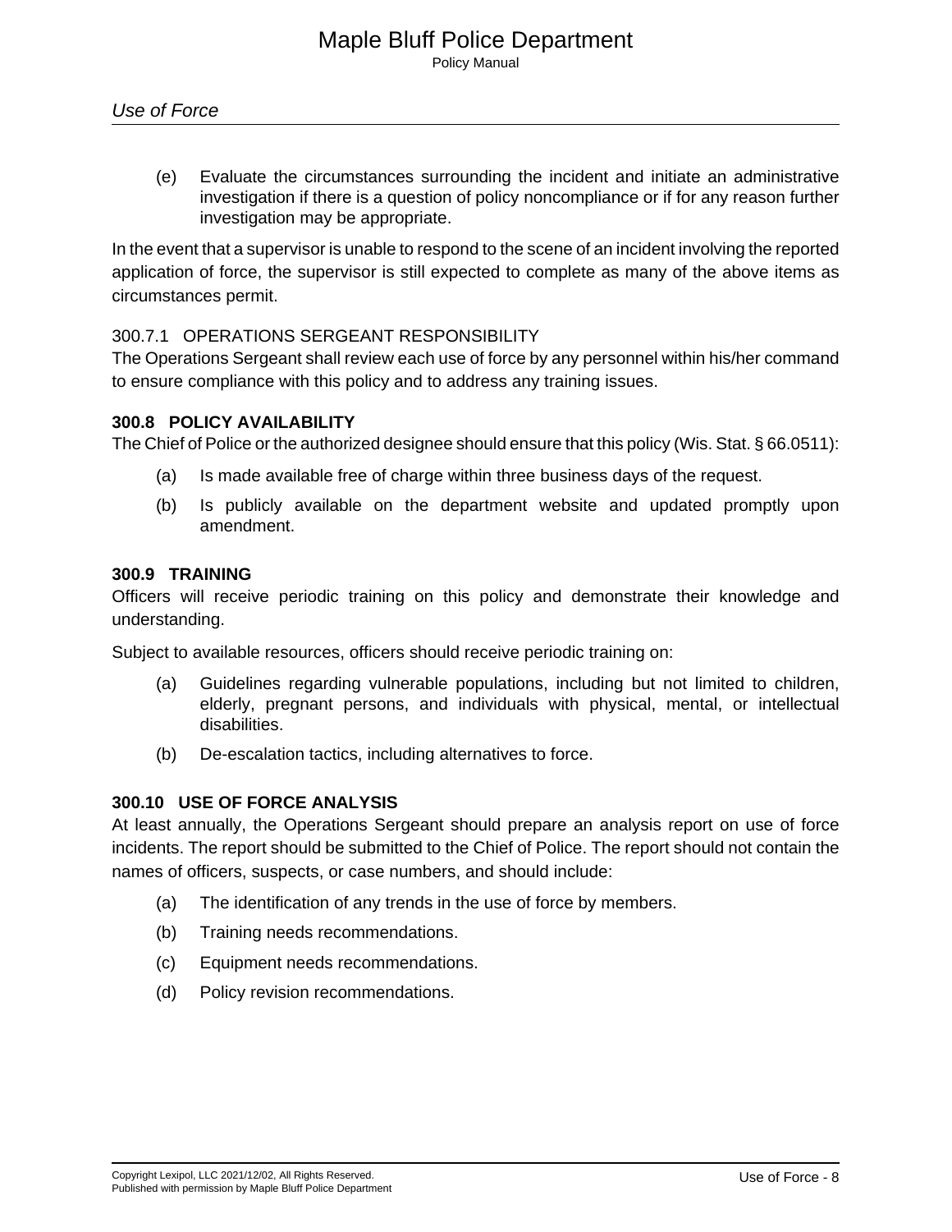(e) Evaluate the circumstances surrounding the incident and initiate an administrative investigation if there is a question of policy noncompliance or if for any reason further investigation may be appropriate.

In the event that a supervisor is unable to respond to the scene of an incident involving the reported application of force, the supervisor is still expected to complete as many of the above items as circumstances permit.

### 300.7.1 OPERATIONS SERGEANT RESPONSIBILITY

The Operations Sergeant shall review each use of force by any personnel within his/her command to ensure compliance with this policy and to address any training issues.

## 300.8 POLICY AVAILABILITY

The Chief of Police or the authorized designee should ensure that this policy (Wis. Stat. § 66.0511):

(a) Is made available free of charge within three business days of the request.

(b) Is publicly available on the department website and updated promptly upon amendment.

## 300.9 TRAINING

Officers will receive periodic training on this policy and demonstrate their knowledge and understanding.

Subject to available resources, officers should receive periodic training on:

(a) Guidelines regarding vulnerable populations, including but not limited to children, elderly, pregnant persons, and individuals with physical, mental, or intellectual disabilities.

(b) De-escalation tactics, including alternatives to force.

## 300.10 USE OF FORCE ANALYSIS

At least annually, the Operations Sergeant should prepare an analysis report on use of force incidents. The report should be submitted to the Chief of Police. The report should not contain the names of officers, suspects, or case numbers, and should include:

(a) The identification of any trends in the use of force by members.

(b) Training needs recommendations.

(c) Equipment needs recommendations.

(d) Policy revision recommendations.